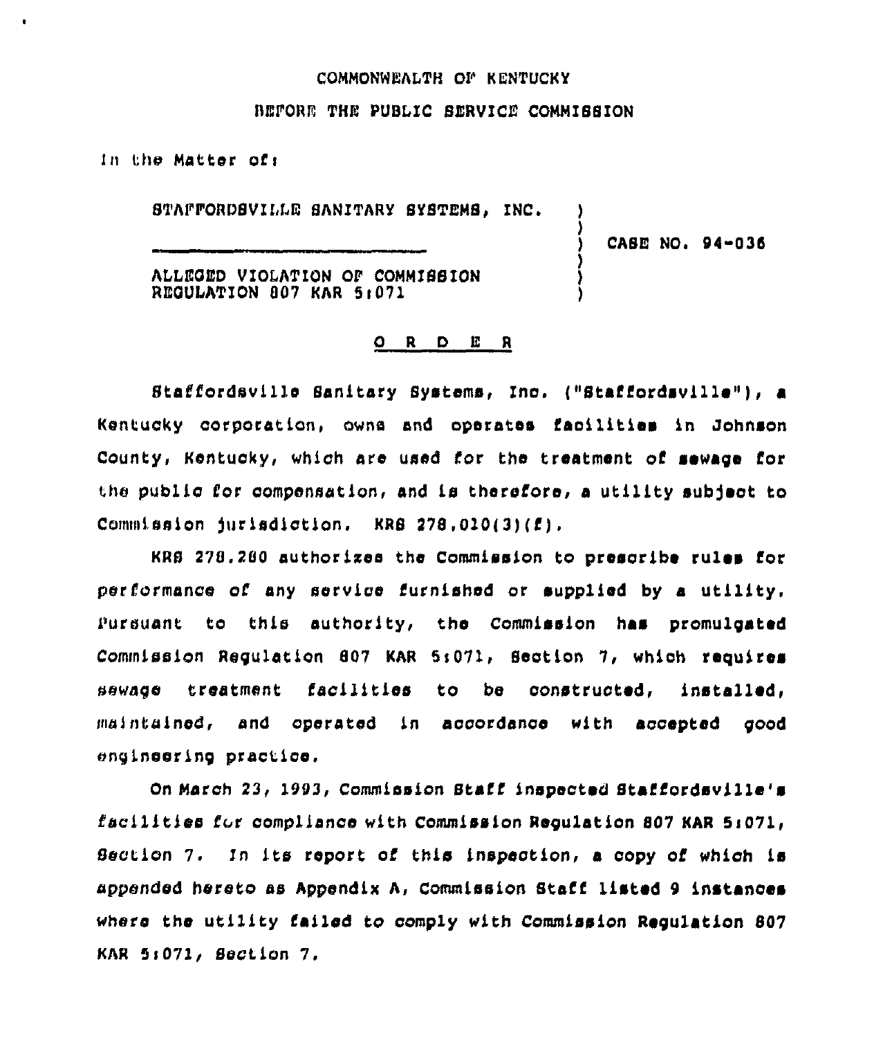COMMONWEALTH OF KENTUCKY

BEFORE THE PUBLIC SERVICE COMMISSION

In the Matter of:

STAFFORDSVILLE SANITARY SYSTEMS, INC.

ALLEGED VIOLATION OF COMMISSION REGULATION 807 KAR 5:071

CASE NO. 94-036

## O R D E R

Staffordsville Sanitary Systems, Inc. ("Staffordsville"), a Kentucky corporation, owns and operates facilities in Johnson County, Kentucky, which are used for the treatment of sewage for the public for compensation, and is therefore, a utility subject to Commission jurisdiction. KRS 278.010(3)(f).

KRS 278.280 authorizes the Commission to prescribe rules for performance of any service furnished or supplied by a utility. Pursuant to this authority, the Commission has promulgated Commission Regulation 807 KAR 5:071, Section 7, which requires sewage treatment facilities to be constructed, installed, maintained, and operated in accordance with accepted good engineering practice.

On March 23, 1993, Commission Staff inspected Staffordsville's facilities for compliance with Commission Regulation 807 KAR 5:071, Section 7. In its report of this inspection, a copy of which is appended hereto as Appendix A, Commission Staff listed 9 instances where the utility failed to comply with Commission Regulation 807 KAR 5:071, Section 7.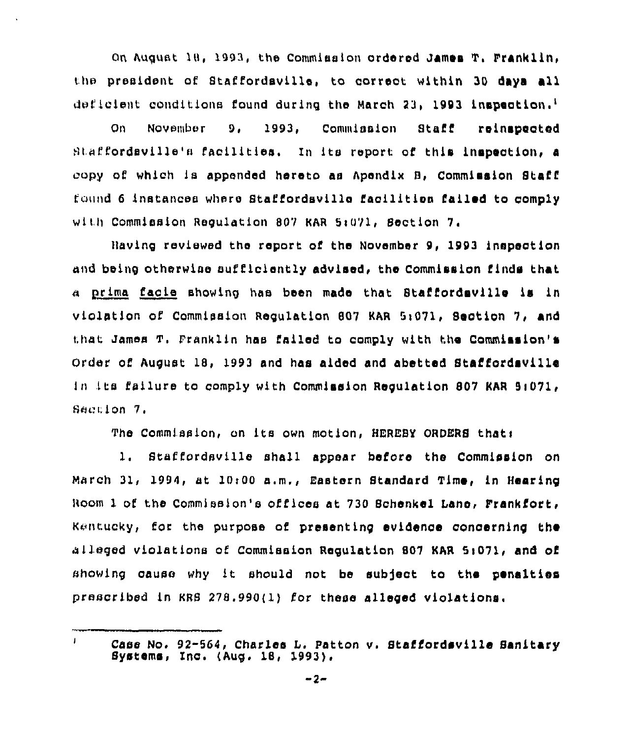On August 18, 1993, the Commission ordered James T. Franklin, the president of Staffordsville, to correct within 30 days all deficient conditions found during the March 23, 1993 inspection.[1]

On November 9, 1993, Commission Staff reinspected Staffordsville's facilities. In its report of this inspection, a copy of which is appended hereto as Apendix B, Commission Staff found 6 instances where Staffordsville facilities failed to comply with Commission Regulation 807 KAR 5:071, Section 7.

Having reviewed the report of the November 9, 1993 inspection and being otherwise sufficiently advised, the Commission finds that a prima facie showing has been made that Staffordsville is in violation of Commission Regulation 807 KAR 5:071, Section 7, and that James T. Franklin has failed to comply with the Commission's Order of August 18, 1993 and has aided and abetted Staffordsville in its failure to comply with Commission Regulation 807 KAR 5:071, Section 7.

The Commission, on its own motion, HEREBY ORDERS that:

1. Staffordsville shall appear before the Commission on March 31, 1994, at 10:00 a.m., Eastern Standard Time, in Hearing Room 1 of the Commission's offices at 730 Schenkel Lane, Frankfort, Kentucky, for the purpose of presenting evidence concerning the alleged violations of Commission Regulation 807 KAR 5:071, and of showing cause why it should not be subject to the penalties prescribed in KRS 278.990(1) for these alleged violations.

---

[1] Case No. 92-564, Charles L. Patton v. Staffordsville Sanitary Systems, Inc. (Aug. 18, 1993).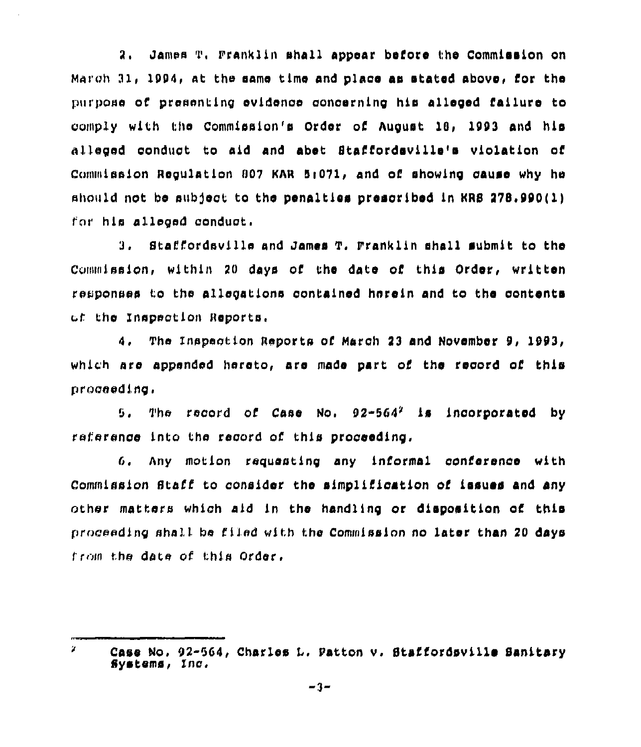2. James T. Franklin shall appear before the Commission on March 31, 1994, at the same time and place as stated above, for the purpose of presenting evidence concerning his alleged failure to comply with the Commission's Order of August 18, 1993 and his alleged conduct to aid and abet Staffordsville's violation of Commission Regulation 807 KAR 5:071, and of showing cause why he should not be subject to the penalties prescribed in KRS 278.990(1) for his alleged conduct.

3. Staffordsville and James T. Franklin shall submit to the Commission, within 20 days of the date of this Order, written responses to the allegations contained herein and to the contents of the Inspection Reports.

4. The Inspection Reports of March 23 and November 9, 1993, which are appended hereto, are made part of the record of this proceeding.

5. The record of Case No. 92-564[2] is incorporated by reference into the record of this proceeding.

6. Any motion requesting any informal conference with Commission Staff to consider the simplification of issues and any other matters which aid in the handling or disposition of this proceeding shall be filed with the Commission no later than 20 days from the date of this Order.

---

[2] Case No. 92-564, Charles L. Patton v. Staffordsville Sanitary Systems, Inc.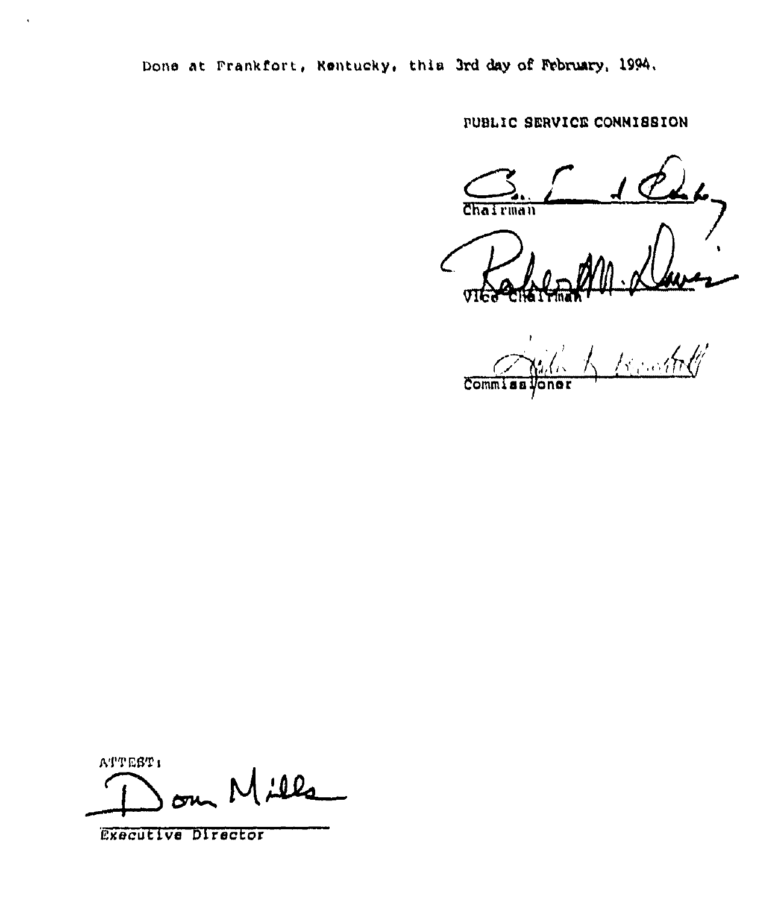Done at Frankfort, Kentucky, this 3rd day of February, 1994.

PUBLIC SERVICE COMMISSION

Chairman

Vice Chairman

Commissioner

ATTEST:

Executive Director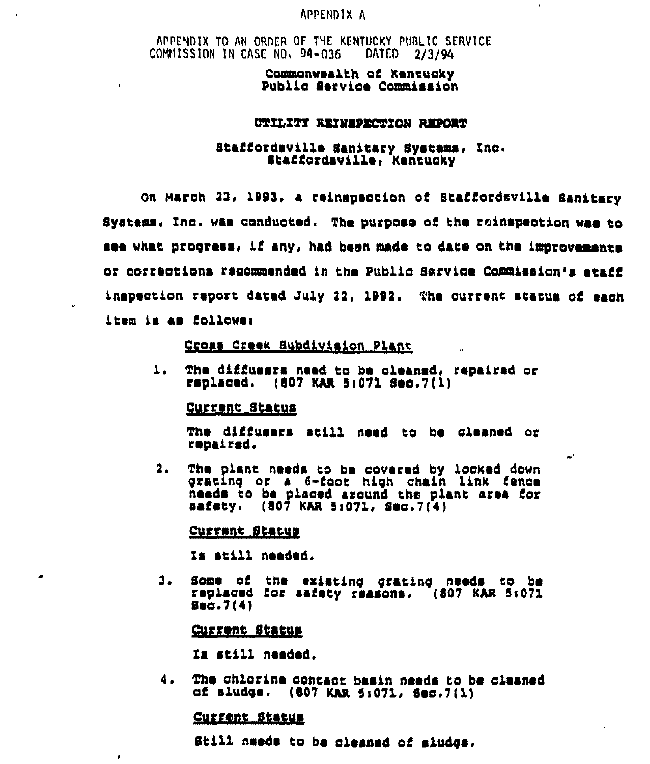APPENDIX A

APPENDIX TO AN ORDER OF THE KENTUCKY PUBLIC SERVICE COMMISSION IN CASE NO. 94-036 DATED 2/3/94

Commonwealth of Kentucky
Public Service Commission

## UTILITY REINSPECTION REPORT

Staffordsville Sanitary Systems, Inc.
Staffordsville, Kentucky

On March 23, 1993, a reinspection of Staffordsville Sanitary Systems, Inc. was conducted. The purpose of the reinspection was to see what progress, if any, had been made to date on the improvements or corrections recommended in the Public Service Commission's staff inspection report dated July 22, 1992. The current status of each item is as follows:

Cross Creek Subdivision Plant

1. The diffusers need to be cleaned, repaired or replaced. (807 KAR 5:071 Sec.7(1)

   Current Status

   The diffusers still need to be cleaned or repaired.

2. The plant needs to be covered by locked down grating or a 6-foot high chain link fence needs to be placed around the plant area for safety. (807 KAR 5:071, Sec.7(4)

   Current Status

   Is still needed.

3. Some of the existing grating needs to be replaced for safety reasons. (807 KAR 5:071 Sec.7(4)

   Current Status

   Is still needed.

4. The chlorine contact basin needs to be cleaned of sludge. (807 KAR 5:071, Sec.7(1)

   Current Status

   Still needs to be cleaned of sludge.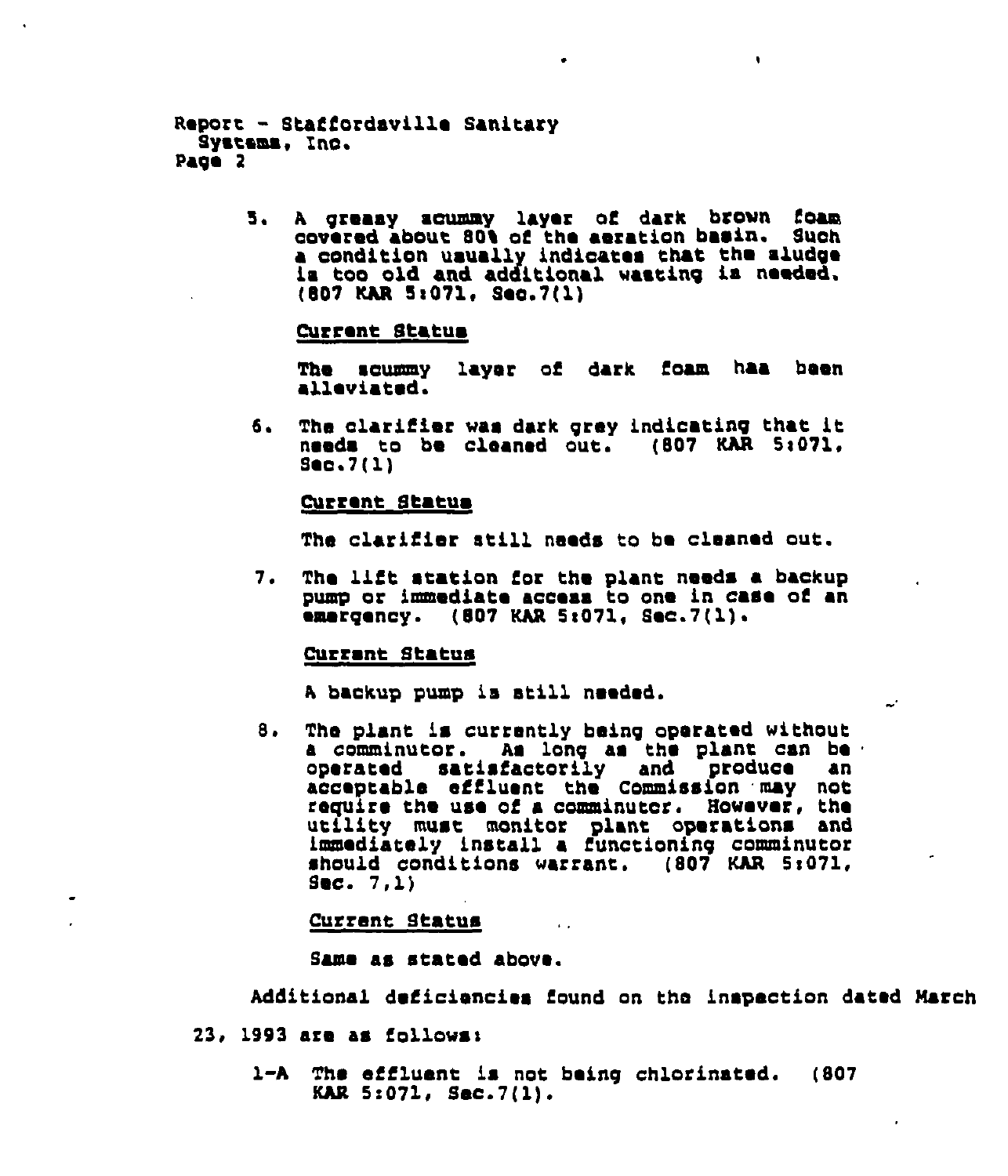5. A greasy scummy layer of dark brown foam covered about 80% of the aeration basin. Such a condition usually indicates that the sludge is too old and additional wasting is needed. (807 KAR 5:071, Sec.7(1)

   <u>Current Status</u>

   The scummy layer of dark foam has been alleviated.

6. The clarifier was dark grey indicating that it needs to be cleaned out. (807 KAR 5:071, Sec.7(1)

   <u>Current Status</u>

   The clarifier still needs to be cleaned out.

7. The lift station for the plant needs a backup pump or immediate access to one in case of an emergency. (807 KAR 5:071, Sec.7(1).

   <u>Current Status</u>

   A backup pump is still needed.

8. The plant is currently being operated without a comminutor. As long as the plant can be operated satisfactorily and produce an acceptable effluent the Commission may not require the use of a comminutor. However, the utility must monitor plant operations and immediately install a functioning comminutor should conditions warrant. (807 KAR 5:071, Sec. 7,1)

   <u>Current Status</u>

   Same as stated above.

Additional deficiencies found on the inspection dated March 23, 1993 are as follows:

1-A The effluent is not being chlorinated. (807 KAR 5:071, Sec.7(1).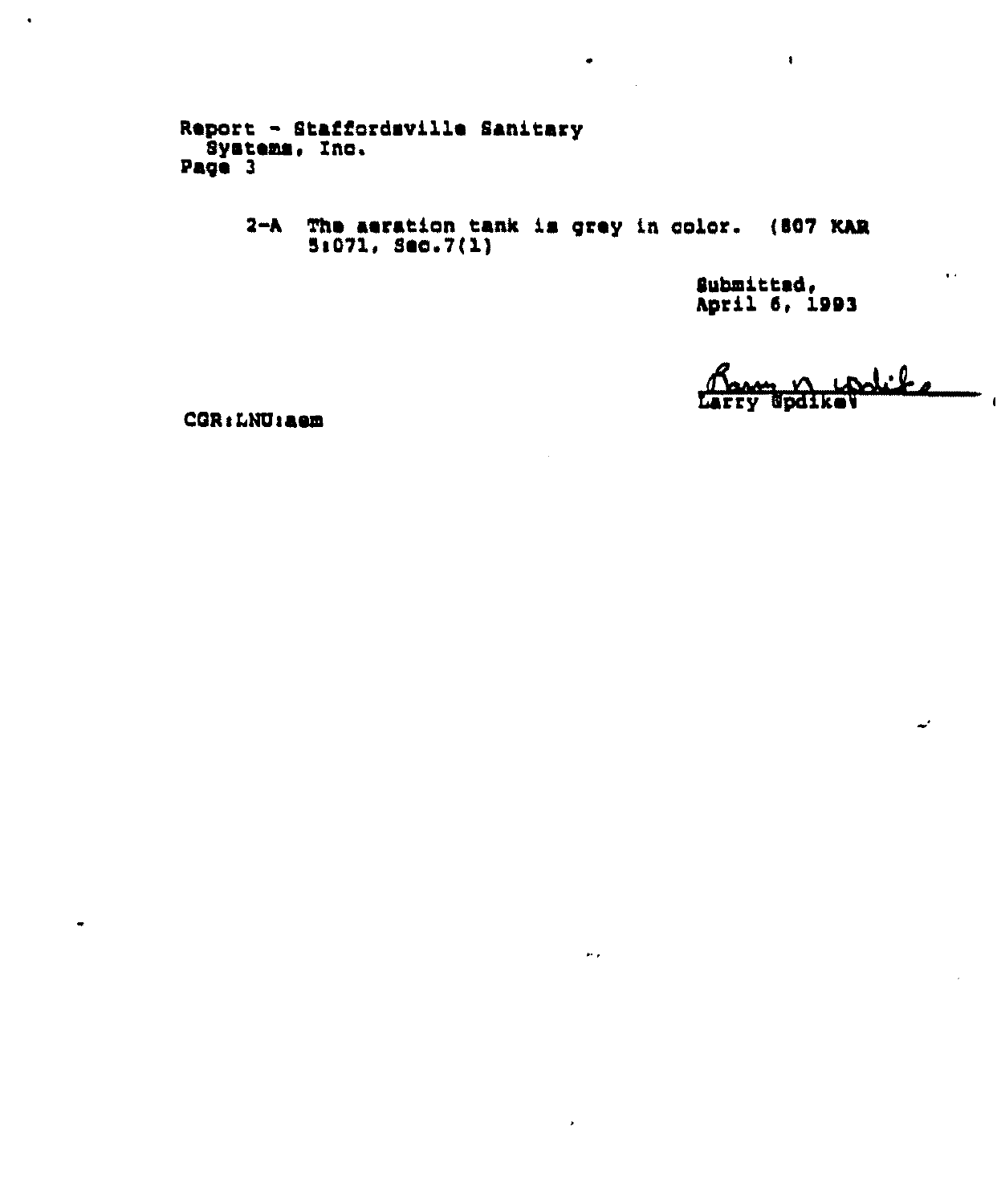Report - Staffordsville Sanitary Systems, Inc.
Page 3

2-A The aeration tank is grey in color. (807 KAR 5:071, Sec.7(1)

Submitted,
April 6, 1993

Larry Updike

CGR:LNU:aem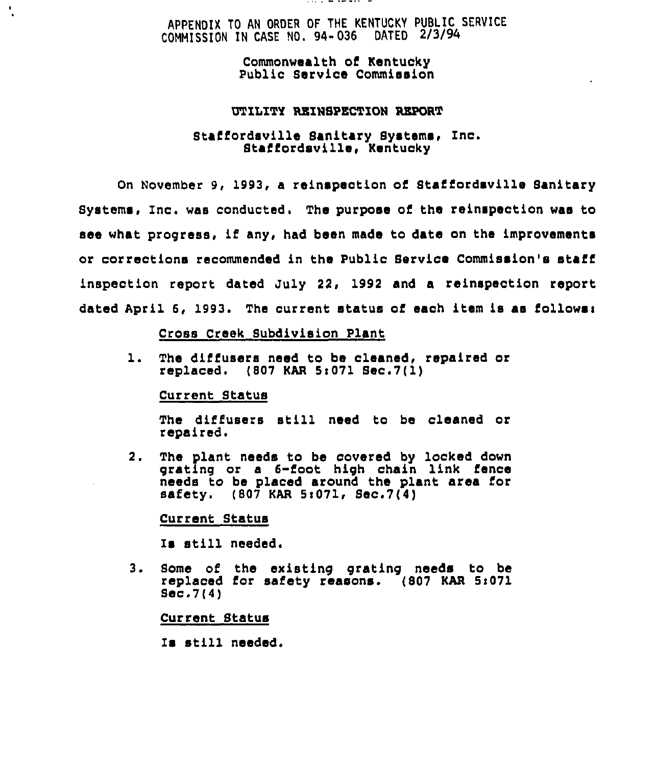APPENDIX TO AN ORDER OF THE KENTUCKY PUBLIC SERVICE COMMISSION IN CASE NO. 94-036 DATED 2/3/94

Commonwealth of Kentucky
Public Service Commission

# UTILITY REINSPECTION REPORT

## Staffordsville Sanitary Systems, Inc.
## Staffordsville, Kentucky

On November 9, 1993, a reinspection of Staffordsville Sanitary Systems, Inc. was conducted. The purpose of the reinspection was to see what progress, if any, had been made to date on the improvements or corrections recommended in the Public Service Commission's staff inspection report dated July 22, 1992 and a reinspection report dated April 6, 1993. The current status of each item is as follows:

Cross Creek Subdivision Plant

1. The diffusers need to be cleaned, repaired or replaced. (807 KAR 5:071 Sec.7(1)

   Current Status

   The diffusers still need to be cleaned or repaired.

2. The plant needs to be covered by locked down grating or a 6-foot high chain link fence needs to be placed around the plant area for safety. (807 KAR 5:071, Sec.7(4)

   Current Status

   Is still needed.

3. Some of the existing grating needs to be replaced for safety reasons. (807 KAR 5:071 Sec.7(4)

   Current Status

   Is still needed.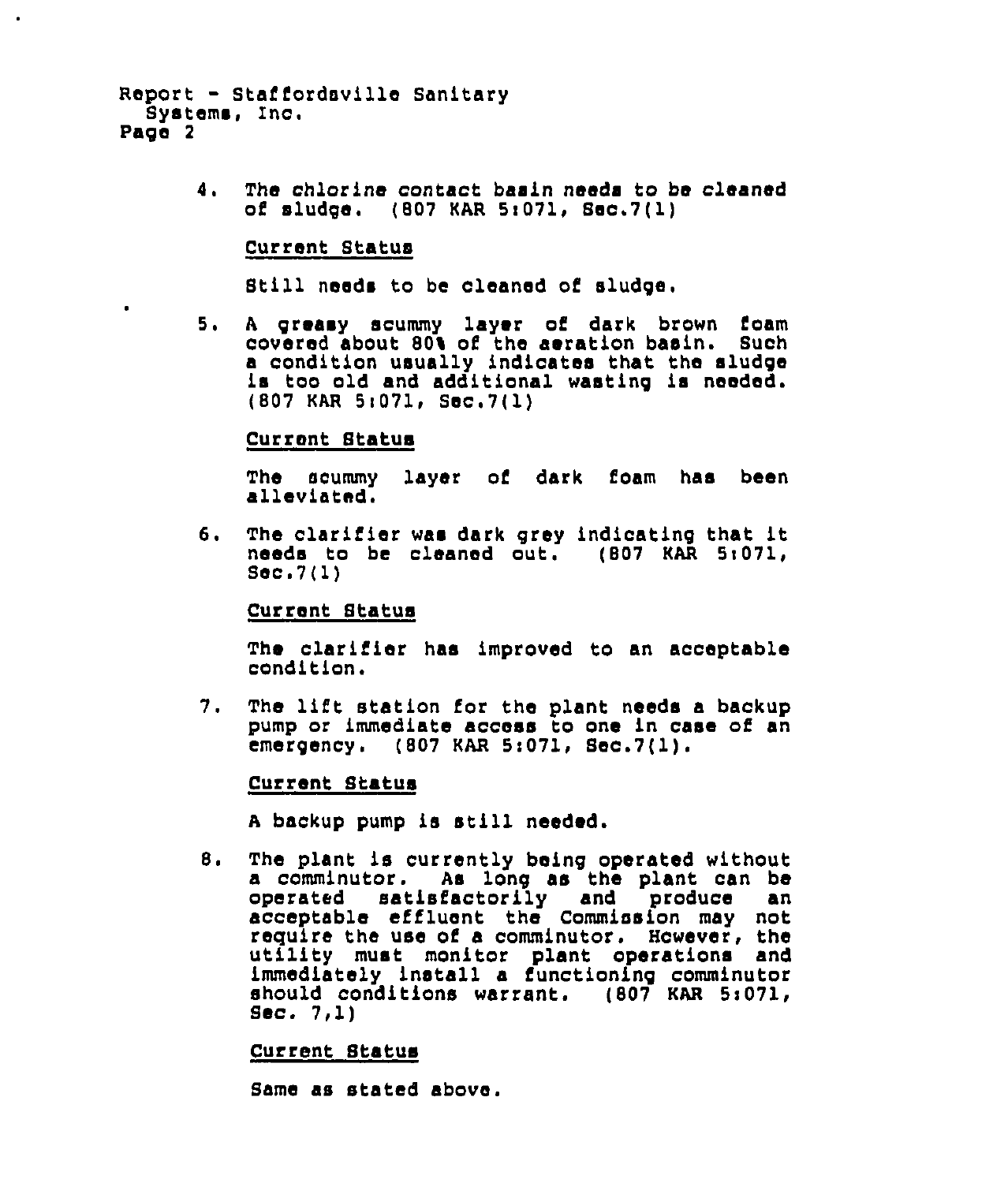4. The chlorine contact basin needs to be cleaned of sludge. (807 KAR 5:071, Sec.7(1)

   Current Status

   Still needs to be cleaned of sludge.

5. A greasy scummy layer of dark brown foam covered about 80% of the aeration basin. Such a condition usually indicates that the sludge is too old and additional wasting is needed. (807 KAR 5:071, Sec.7(1)

   Current Status

   The scummy layer of dark foam has been alleviated.

6. The clarifier was dark grey indicating that it needs to be cleaned out. (807 KAR 5:071, Sec.7(1)

   Current Status

   The clarifier has improved to an acceptable condition.

7. The lift station for the plant needs a backup pump or immediate access to one in case of an emergency. (807 KAR 5:071, Sec.7(1).

   Current Status

   A backup pump is still needed.

8. The plant is currently being operated without a comminutor. As long as the plant can be operated satisfactorily and produce an acceptable effluent the Commission may not require the use of a comminutor. However, the utility must monitor plant operations and immediately install a functioning comminutor should conditions warrant. (807 KAR 5:071, Sec. 7,1)

   Current Status

   Same as stated above.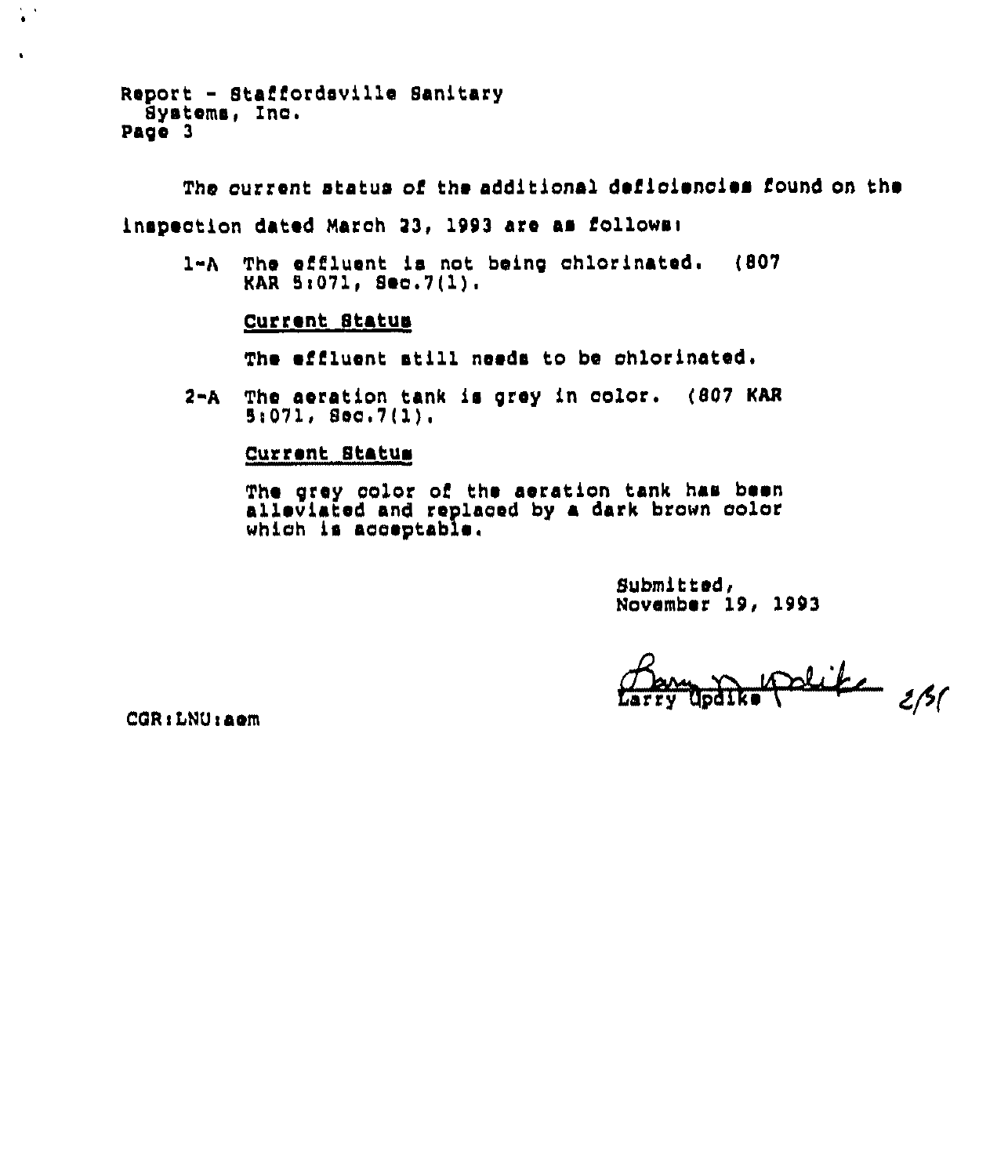Report - Staffordsville Sanitary Systems, Inc.
Page 3

The current status of the additional deficiencies found on the inspection dated March 23, 1993 are as follows:

1-A The effluent is not being chlorinated. (807 KAR 5:071, Sec.7(1).

Current Status

The effluent still needs to be chlorinated.

2-A The aeration tank is grey in color. (807 KAR 5:071, Sec.7(1).

Current Status

The grey color of the aeration tank has been alleviated and replaced by a dark brown color which is acceptable.

Submitted,
November 19, 1993

Larry Updike

CGR:LNU:aem